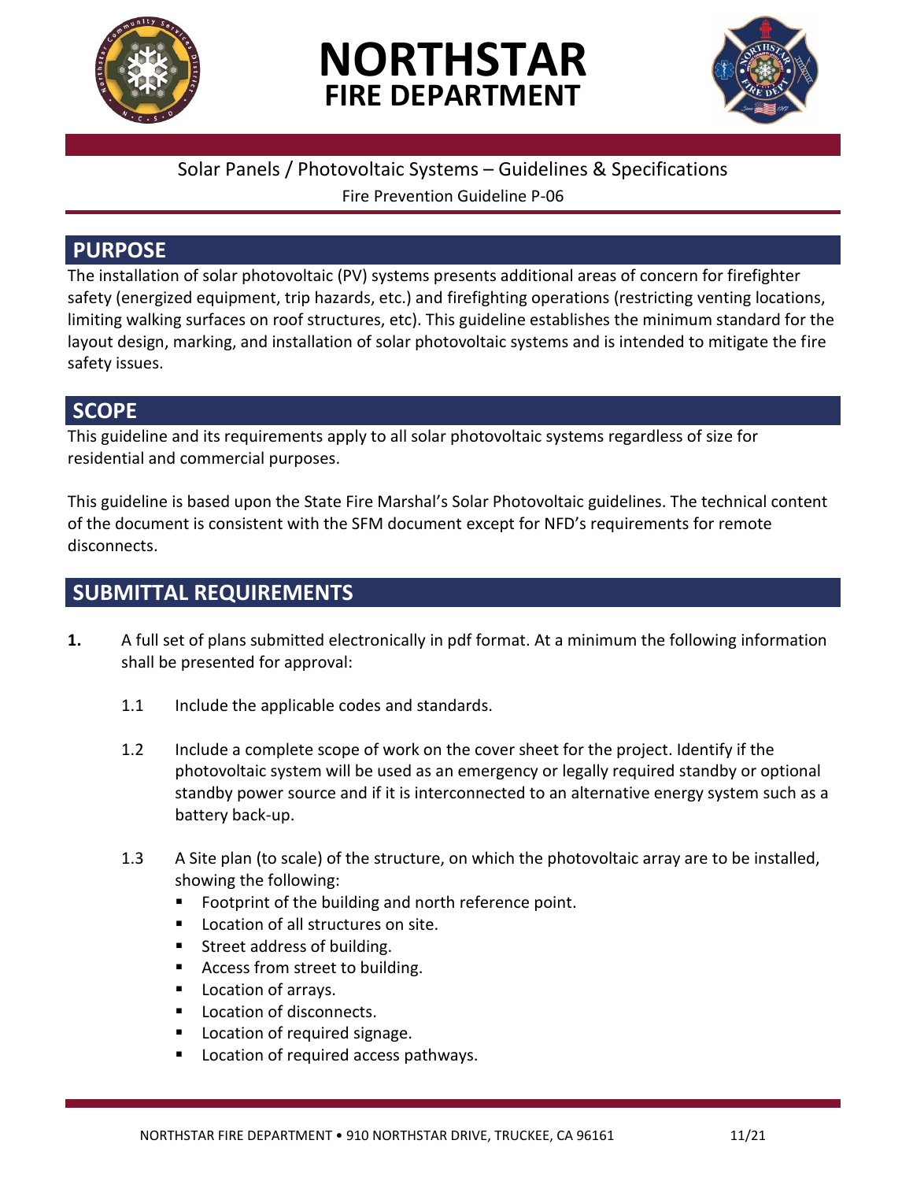# NORTHSTAR FIRE DEPARTMENT

Solar Panels / Photovoltaic Systems – Guidelines & Specifications

Fire Prevention Guideline P-06

## PURPOSE

The installation of solar photovoltaic (PV) systems presents additional areas of concern for firefighter safety (energized equipment, trip hazards, etc.) and firefighting operations (restricting venting locations, limiting walking surfaces on roof structures, etc). This guideline establishes the minimum standard for the layout design, marking, and installation of solar photovoltaic systems and is intended to mitigate the fire safety issues.

## SCOPE

This guideline and its requirements apply to all solar photovoltaic systems regardless of size for residential and commercial purposes.

This guideline is based upon the State Fire Marshal's Solar Photovoltaic guidelines. The technical content of the document is consistent with the SFM document except for NFD's requirements for remote disconnects.

## SUBMITTAL REQUIREMENTS

**1.** A full set of plans submitted electronically in pdf format. At a minimum the following information shall be presented for approval:

1.1 Include the applicable codes and standards.

1.2 Include a complete scope of work on the cover sheet for the project. Identify if the photovoltaic system will be used as an emergency or legally required standby or optional standby power source and if it is interconnected to an alternative energy system such as a battery back-up.

1.3 A Site plan (to scale) of the structure, on which the photovoltaic array are to be installed, showing the following:

- Footprint of the building and north reference point.
- Location of all structures on site.
- Street address of building.
- Access from street to building.
- Location of arrays.
- Location of disconnects.
- Location of required signage.
- Location of required access pathways.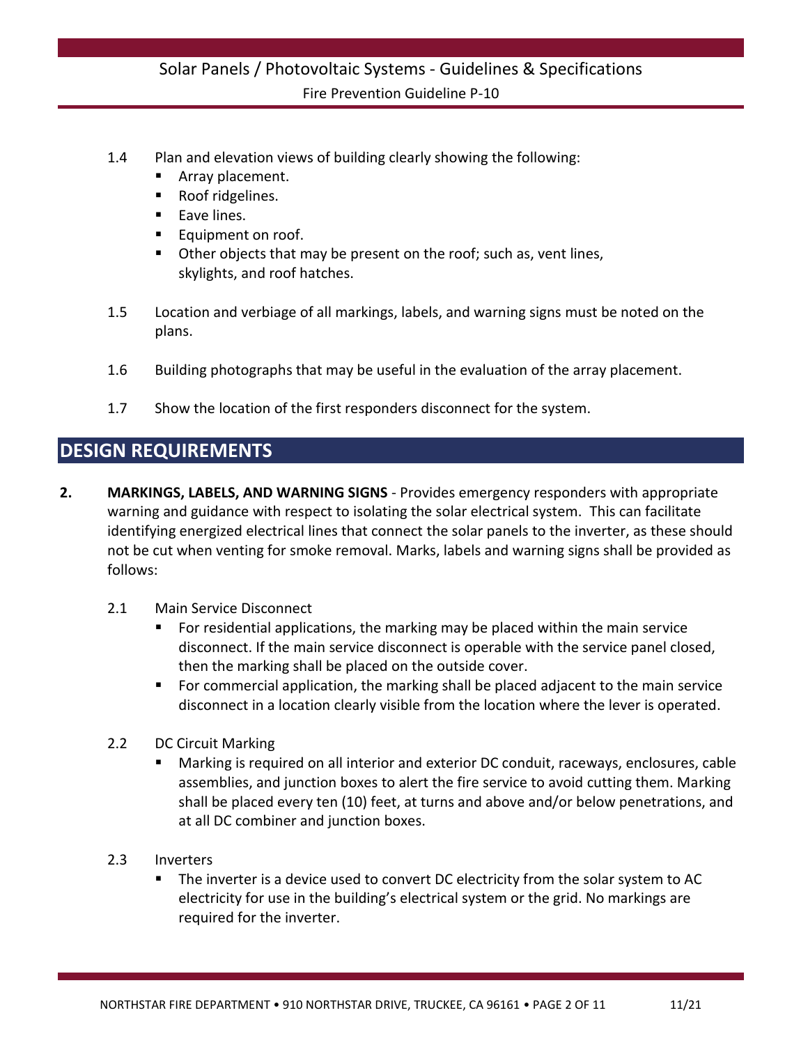1.4 Plan and elevation views of building clearly showing the following:

- Array placement.
- Roof ridgelines.
- Eave lines.
- Equipment on roof.
- Other objects that may be present on the roof; such as, vent lines, skylights, and roof hatches.

1.5 Location and verbiage of all markings, labels, and warning signs must be noted on the plans.

1.6 Building photographs that may be useful in the evaluation of the array placement.

1.7 Show the location of the first responders disconnect for the system.

## DESIGN REQUIREMENTS

**2. MARKINGS, LABELS, AND WARNING SIGNS** - Provides emergency responders with appropriate warning and guidance with respect to isolating the solar electrical system. This can facilitate identifying energized electrical lines that connect the solar panels to the inverter, as these should not be cut when venting for smoke removal. Marks, labels and warning signs shall be provided as follows:

2.1 Main Service Disconnect

- For residential applications, the marking may be placed within the main service disconnect. If the main service disconnect is operable with the service panel closed, then the marking shall be placed on the outside cover.
- For commercial application, the marking shall be placed adjacent to the main service disconnect in a location clearly visible from the location where the lever is operated.

2.2 DC Circuit Marking

- Marking is required on all interior and exterior DC conduit, raceways, enclosures, cable assemblies, and junction boxes to alert the fire service to avoid cutting them. Marking shall be placed every ten (10) feet, at turns and above and/or below penetrations, and at all DC combiner and junction boxes.

2.3 Inverters

- The inverter is a device used to convert DC electricity from the solar system to AC electricity for use in the building's electrical system or the grid. No markings are required for the inverter.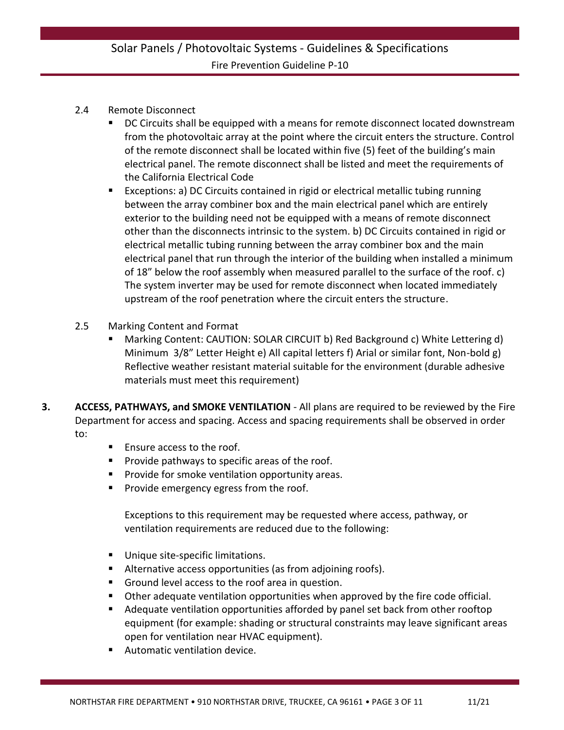2.4 Remote Disconnect

- DC Circuits shall be equipped with a means for remote disconnect located downstream from the photovoltaic array at the point where the circuit enters the structure. Control of the remote disconnect shall be located within five (5) feet of the building's main electrical panel. The remote disconnect shall be listed and meet the requirements of the California Electrical Code
- Exceptions: a) DC Circuits contained in rigid or electrical metallic tubing running between the array combiner box and the main electrical panel which are entirely exterior to the building need not be equipped with a means of remote disconnect other than the disconnects intrinsic to the system. b) DC Circuits contained in rigid or electrical metallic tubing running between the array combiner box and the main electrical panel that run through the interior of the building when installed a minimum of 18" below the roof assembly when measured parallel to the surface of the roof. c) The system inverter may be used for remote disconnect when located immediately upstream of the roof penetration where the circuit enters the structure.

2.5 Marking Content and Format

- Marking Content: CAUTION: SOLAR CIRCUIT b) Red Background c) White Lettering d) Minimum 3/8" Letter Height e) All capital letters f) Arial or similar font, Non-bold g) Reflective weather resistant material suitable for the environment (durable adhesive materials must meet this requirement)

**3. ACCESS, PATHWAYS, and SMOKE VENTILATION** - All plans are required to be reviewed by the Fire Department for access and spacing. Access and spacing requirements shall be observed in order to:

- Ensure access to the roof.
- Provide pathways to specific areas of the roof.
- Provide for smoke ventilation opportunity areas.
- Provide emergency egress from the roof.

Exceptions to this requirement may be requested where access, pathway, or ventilation requirements are reduced due to the following:

- Unique site-specific limitations.
- Alternative access opportunities (as from adjoining roofs).
- Ground level access to the roof area in question.
- Other adequate ventilation opportunities when approved by the fire code official.
- Adequate ventilation opportunities afforded by panel set back from other rooftop equipment (for example: shading or structural constraints may leave significant areas open for ventilation near HVAC equipment).
- Automatic ventilation device.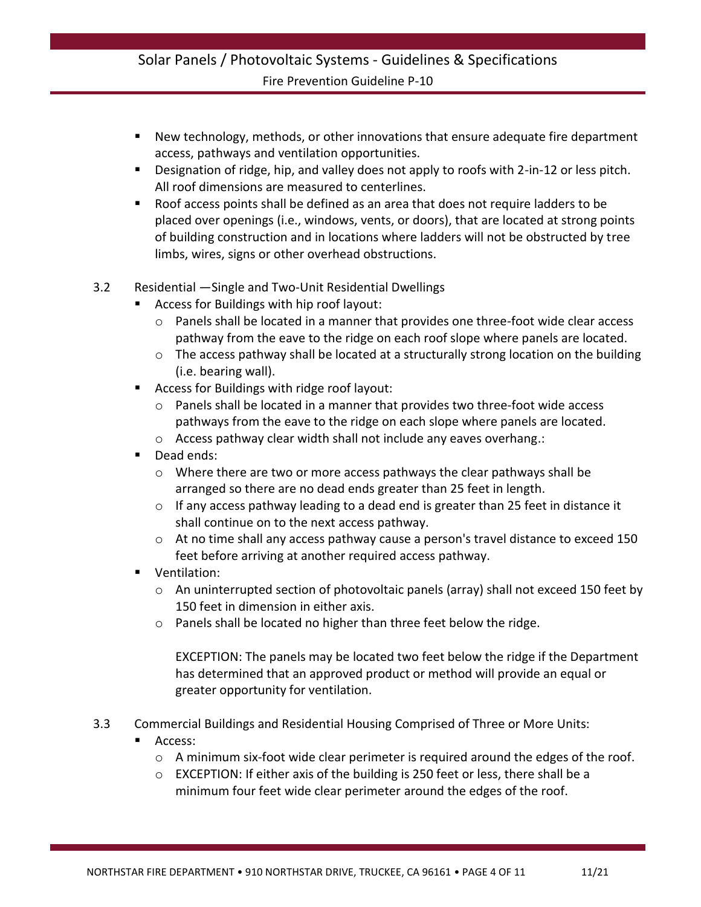- New technology, methods, or other innovations that ensure adequate fire department access, pathways and ventilation opportunities.
- Designation of ridge, hip, and valley does not apply to roofs with 2-in-12 or less pitch. All roof dimensions are measured to centerlines.
- Roof access points shall be defined as an area that does not require ladders to be placed over openings (i.e., windows, vents, or doors), that are located at strong points of building construction and in locations where ladders will not be obstructed by tree limbs, wires, signs or other overhead obstructions.

3.2 Residential —Single and Two-Unit Residential Dwellings

- Access for Buildings with hip roof layout:
  - Panels shall be located in a manner that provides one three-foot wide clear access pathway from the eave to the ridge on each roof slope where panels are located.
  - The access pathway shall be located at a structurally strong location on the building (i.e. bearing wall).
- Access for Buildings with ridge roof layout:
  - Panels shall be located in a manner that provides two three-foot wide access pathways from the eave to the ridge on each slope where panels are located.
  - Access pathway clear width shall not include any eaves overhang.:
- Dead ends:
  - Where there are two or more access pathways the clear pathways shall be arranged so there are no dead ends greater than 25 feet in length.
  - If any access pathway leading to a dead end is greater than 25 feet in distance it shall continue on to the next access pathway.
  - At no time shall any access pathway cause a person's travel distance to exceed 150 feet before arriving at another required access pathway.
- Ventilation:
  - An uninterrupted section of photovoltaic panels (array) shall not exceed 150 feet by 150 feet in dimension in either axis.
  - Panels shall be located no higher than three feet below the ridge.

    EXCEPTION: The panels may be located two feet below the ridge if the Department has determined that an approved product or method will provide an equal or greater opportunity for ventilation.

3.3 Commercial Buildings and Residential Housing Comprised of Three or More Units:

- Access:
  - A minimum six-foot wide clear perimeter is required around the edges of the roof.
  - EXCEPTION: If either axis of the building is 250 feet or less, there shall be a minimum four feet wide clear perimeter around the edges of the roof.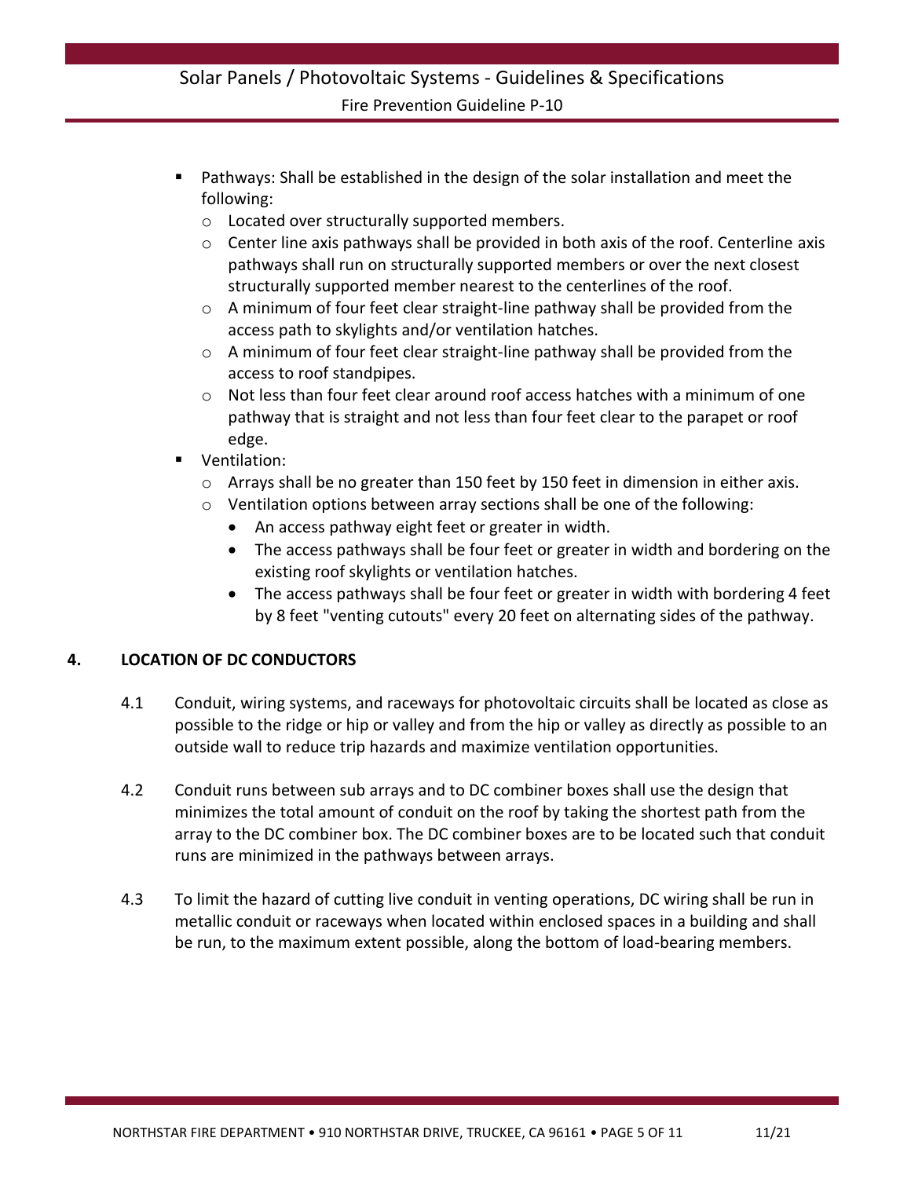- Pathways: Shall be established in the design of the solar installation and meet the following:
  - Located over structurally supported members.
  - Center line axis pathways shall be provided in both axis of the roof. Centerline axis pathways shall run on structurally supported members or over the next closest structurally supported member nearest to the centerlines of the roof.
  - A minimum of four feet clear straight-line pathway shall be provided from the access path to skylights and/or ventilation hatches.
  - A minimum of four feet clear straight-line pathway shall be provided from the access to roof standpipes.
  - Not less than four feet clear around roof access hatches with a minimum of one pathway that is straight and not less than four feet clear to the parapet or roof edge.
- Ventilation:
  - Arrays shall be no greater than 150 feet by 150 feet in dimension in either axis.
  - Ventilation options between array sections shall be one of the following:
    - An access pathway eight feet or greater in width.
    - The access pathways shall be four feet or greater in width and bordering on the existing roof skylights or ventilation hatches.
    - The access pathways shall be four feet or greater in width with bordering 4 feet by 8 feet "venting cutouts" every 20 feet on alternating sides of the pathway.

## 4. LOCATION OF DC CONDUCTORS

4.1 Conduit, wiring systems, and raceways for photovoltaic circuits shall be located as close as possible to the ridge or hip or valley and from the hip or valley as directly as possible to an outside wall to reduce trip hazards and maximize ventilation opportunities.

4.2 Conduit runs between sub arrays and to DC combiner boxes shall use the design that minimizes the total amount of conduit on the roof by taking the shortest path from the array to the DC combiner box. The DC combiner boxes are to be located such that conduit runs are minimized in the pathways between arrays.

4.3 To limit the hazard of cutting live conduit in venting operations, DC wiring shall be run in metallic conduit or raceways when located within enclosed spaces in a building and shall be run, to the maximum extent possible, along the bottom of load-bearing members.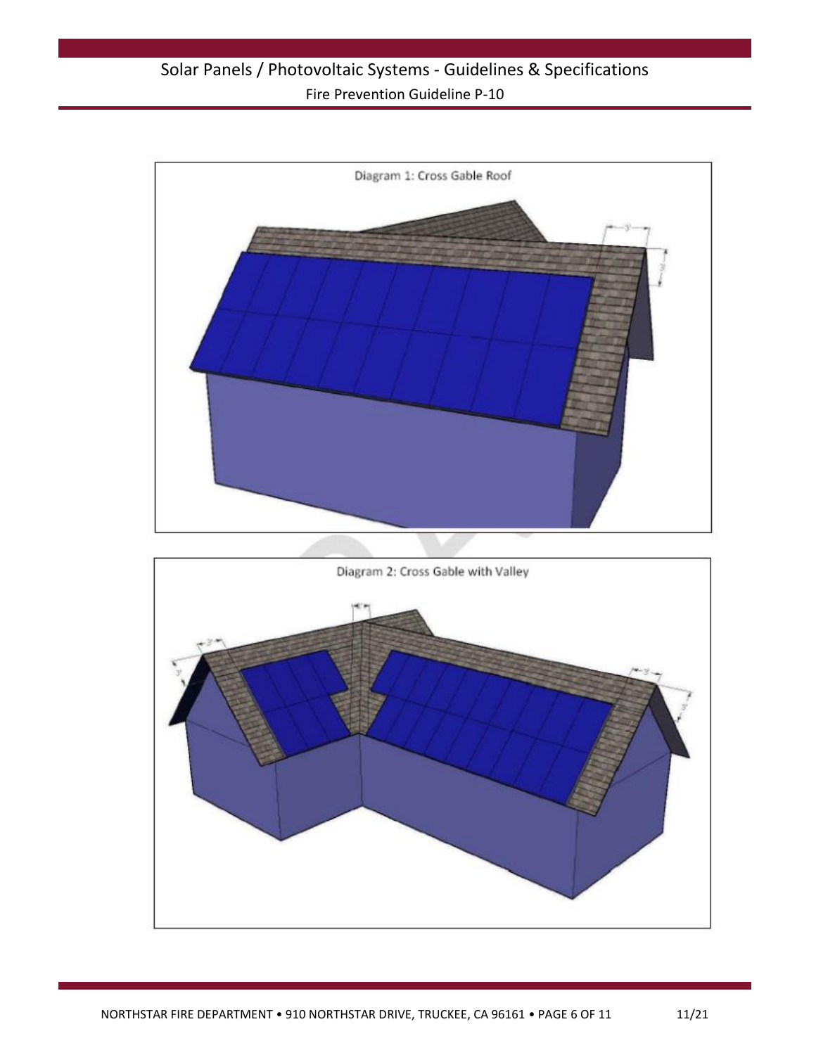Diagram 1: Cross Gable Roof

Diagram 2: Cross Gable with Valley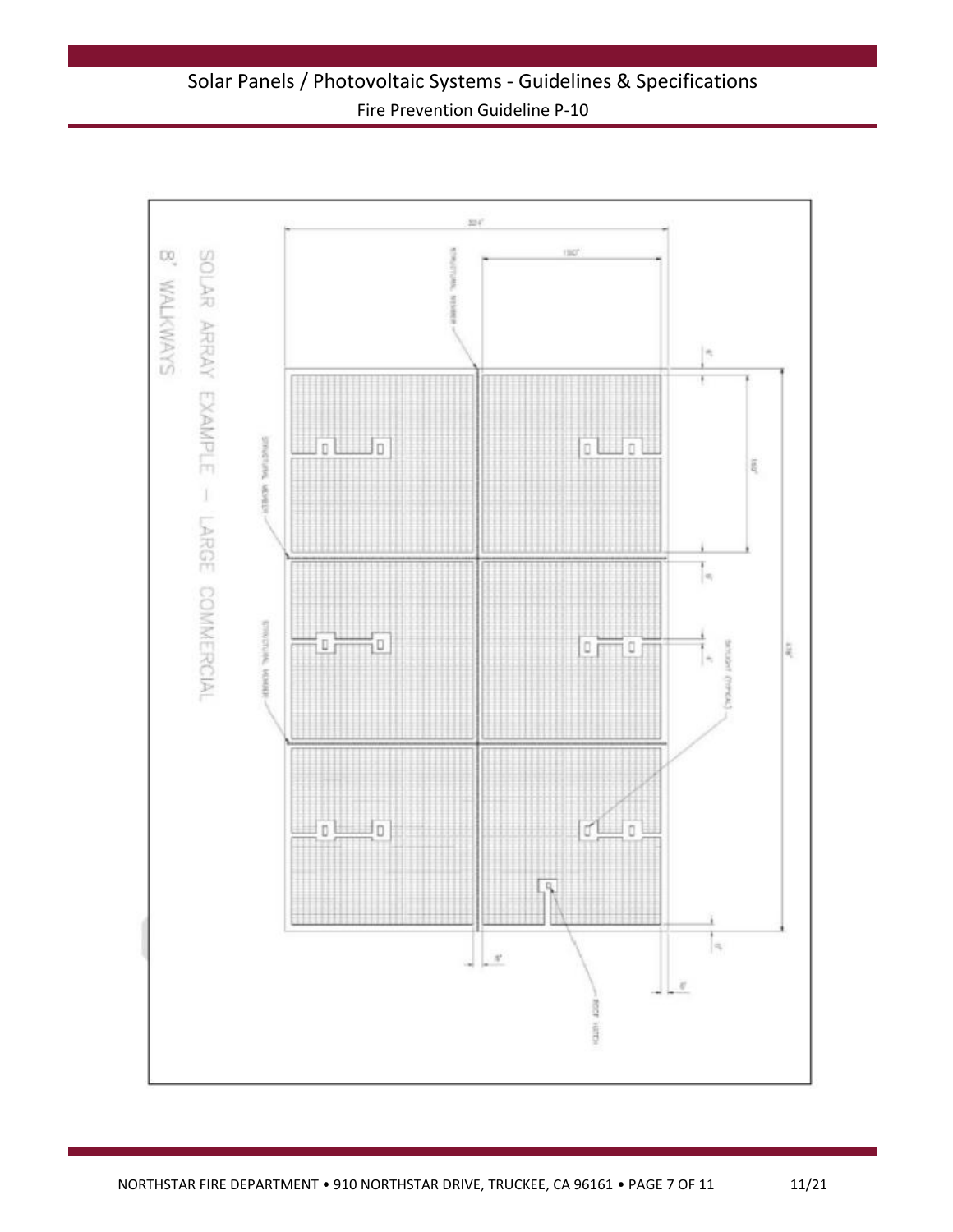SOLAR ARRAY EXAMPLE — LARGE COMMERCIAL

8" WALKWAYS

324"

180"

STRUCTURAL MEMBER

STRUCTURAL MEMBER

STRUCTURAL MEMBER

150"

SKYLIGHT (TYPICAL)

ROOF HATCH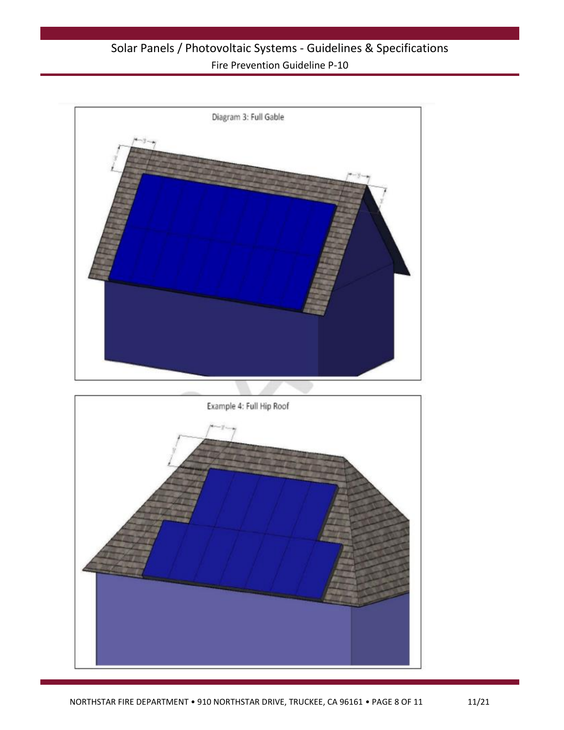Diagram 3: Full Gable

Example 4: Full Hip Roof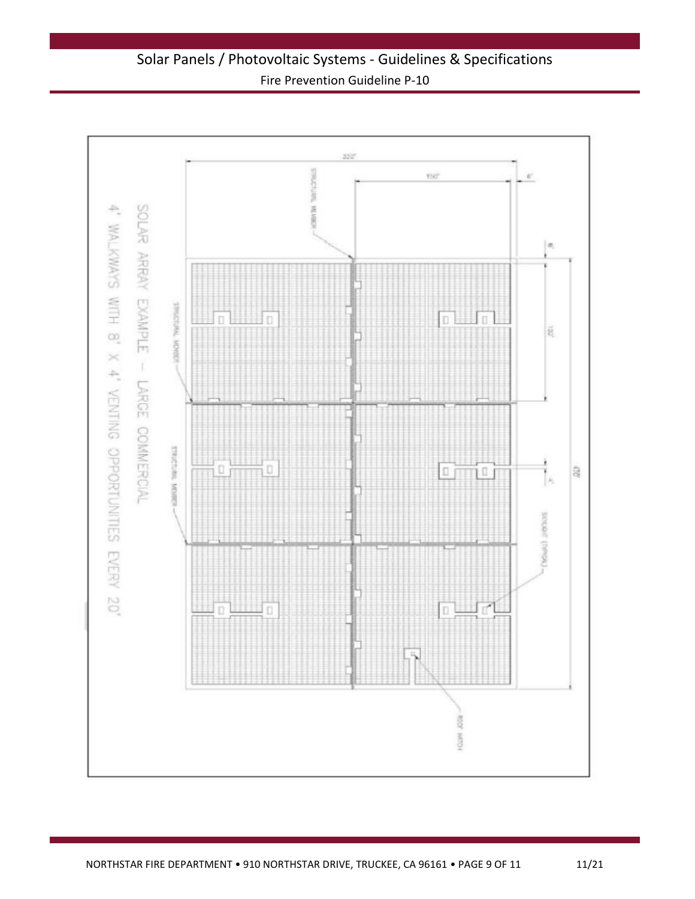SOLAR ARRAY EXAMPLE – LARGE COMMERCIAL

4' WALKWAYS WITH 8' X 4' VENTING OPPORTUNITIES EVERY 20'

300'

150'

6'

6'

120'

420'

4'

STRUCTURAL MEMBER

STRUCTURAL MEMBER

STRUCTURAL MEMBER

SKYLIGHT (TYPICAL)

ROOF HATCH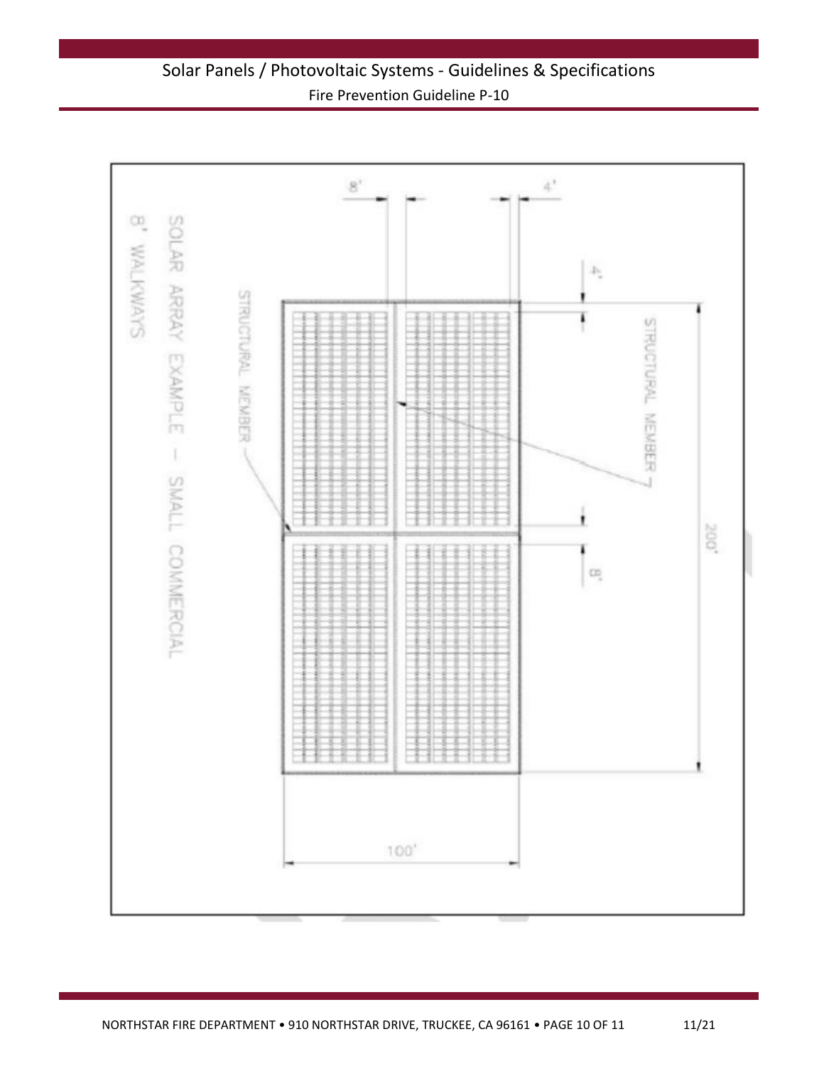SOLAR ARRAY EXAMPLE – SMALL COMMERCIAL

8' WALKWAYS

STRUCTURAL MEMBER

STRUCTURAL MEMBER

8'

4'

4'

8'

200'

100'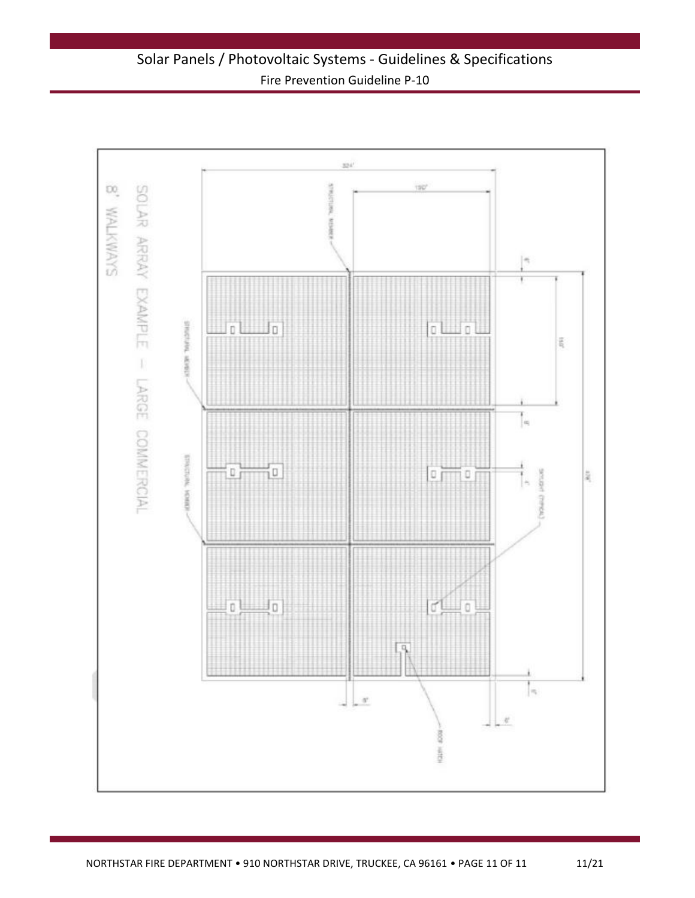SOLAR ARRAY EXAMPLE — LARGE COMMERCIAL

8' WALKWAYS

324'

150'

STRUCTURAL MEMBER

STRUCTURAL MEMBER

STRUCTURAL MEMBER

150'

8'

8'

4'

SKYLIGHT (TYPICAL)

476'

8'

8'

8'

ROOF HATCH